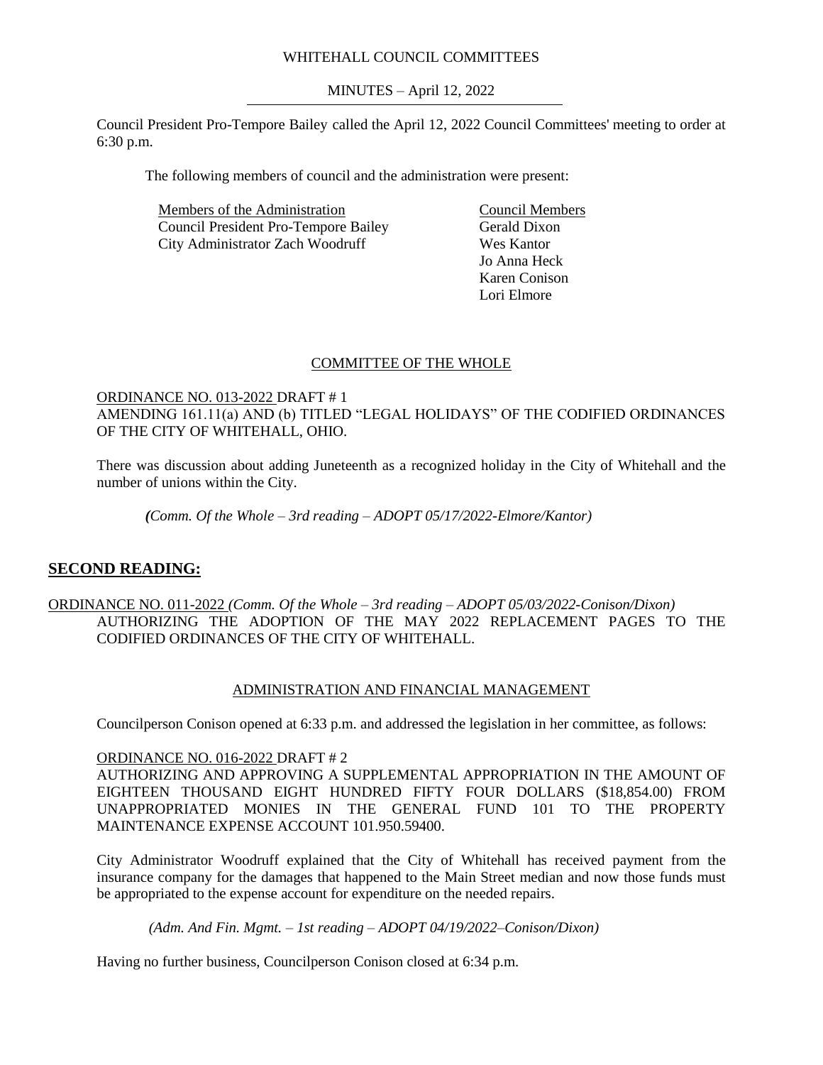WHITEHALL COUNCIL COMMITTEES

MINUTES – April 12, 2022

Council President Pro-Tempore Bailey called the April 12, 2022 Council Committees' meeting to order at 6:30 p.m.

The following members of council and the administration were present:

| Members of the Administration | Council Members |
|---|---|
| Council President Pro-Tempore Bailey | Gerald Dixon |
| City Administrator Zach Woodruff | Wes Kantor |
| | Jo Anna Heck |
| | Karen Conison |
| | Lori Elmore |

## COMMITTEE OF THE WHOLE

ORDINANCE NO. 013-2022 DRAFT # 1
AMENDING 161.11(a) AND (b) TITLED "LEGAL HOLIDAYS" OF THE CODIFIED ORDINANCES OF THE CITY OF WHITEHALL, OHIO.

There was discussion about adding Juneteenth as a recognized holiday in the City of Whitehall and the number of unions within the City.

*(Comm. Of the Whole – 3rd reading – ADOPT 05/17/2022-Elmore/Kantor)*

## SECOND READING:

ORDINANCE NO. 011-2022 *(Comm. Of the Whole – 3rd reading – ADOPT 05/03/2022-Conison/Dixon)*
AUTHORIZING THE ADOPTION OF THE MAY 2022 REPLACEMENT PAGES TO THE CODIFIED ORDINANCES OF THE CITY OF WHITEHALL.

## ADMINISTRATION AND FINANCIAL MANAGEMENT

Councilperson Conison opened at 6:33 p.m. and addressed the legislation in her committee, as follows:

ORDINANCE NO. 016-2022 DRAFT # 2
AUTHORIZING AND APPROVING A SUPPLEMENTAL APPROPRIATION IN THE AMOUNT OF EIGHTEEN THOUSAND EIGHT HUNDRED FIFTY FOUR DOLLARS ($18,854.00) FROM UNAPPROPRIATED MONIES IN THE GENERAL FUND 101 TO THE PROPERTY MAINTENANCE EXPENSE ACCOUNT 101.950.59400.

City Administrator Woodruff explained that the City of Whitehall has received payment from the insurance company for the damages that happened to the Main Street median and now those funds must be appropriated to the expense account for expenditure on the needed repairs.

*(Adm. And Fin. Mgmt. – 1st reading – ADOPT 04/19/2022–Conison/Dixon)*

Having no further business, Councilperson Conison closed at 6:34 p.m.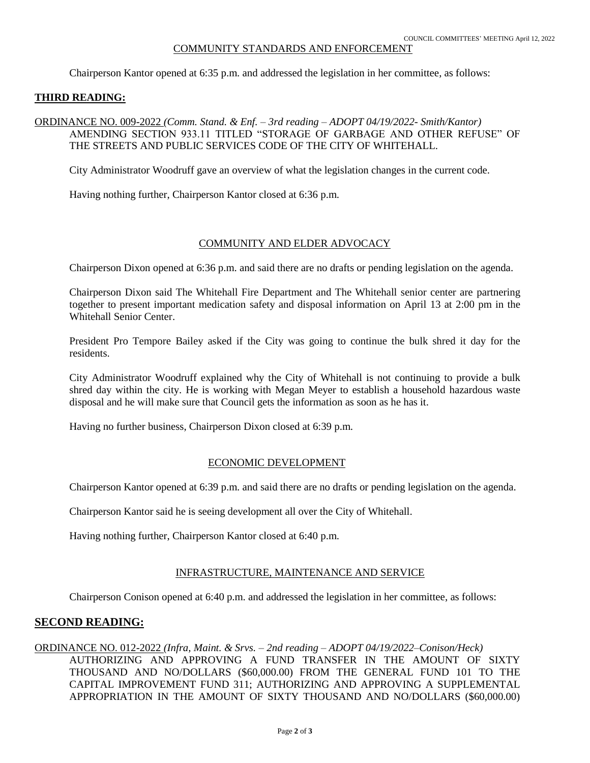## COMMUNITY STANDARDS AND ENFORCEMENT

Chairperson Kantor opened at 6:35 p.m. and addressed the legislation in her committee, as follows:

### THIRD READING:

ORDINANCE NO. 009-2022 *(Comm. Stand. & Enf. – 3rd reading – ADOPT 04/19/2022- Smith/Kantor)*
AMENDING SECTION 933.11 TITLED "STORAGE OF GARBAGE AND OTHER REFUSE" OF THE STREETS AND PUBLIC SERVICES CODE OF THE CITY OF WHITEHALL.

City Administrator Woodruff gave an overview of what the legislation changes in the current code.

Having nothing further, Chairperson Kantor closed at 6:36 p.m.

## COMMUNITY AND ELDER ADVOCACY

Chairperson Dixon opened at 6:36 p.m. and said there are no drafts or pending legislation on the agenda.

Chairperson Dixon said The Whitehall Fire Department and The Whitehall senior center are partnering together to present important medication safety and disposal information on April 13 at 2:00 pm in the Whitehall Senior Center.

President Pro Tempore Bailey asked if the City was going to continue the bulk shred it day for the residents.

City Administrator Woodruff explained why the City of Whitehall is not continuing to provide a bulk shred day within the city. He is working with Megan Meyer to establish a household hazardous waste disposal and he will make sure that Council gets the information as soon as he has it.

Having no further business, Chairperson Dixon closed at 6:39 p.m.

## ECONOMIC DEVELOPMENT

Chairperson Kantor opened at 6:39 p.m. and said there are no drafts or pending legislation on the agenda.

Chairperson Kantor said he is seeing development all over the City of Whitehall.

Having nothing further, Chairperson Kantor closed at 6:40 p.m.

## INFRASTRUCTURE, MAINTENANCE AND SERVICE

Chairperson Conison opened at 6:40 p.m. and addressed the legislation in her committee, as follows:

### SECOND READING:

ORDINANCE NO. 012-2022 *(Infra, Maint. & Srvs. – 2nd reading – ADOPT 04/19/2022–Conison/Heck)*
AUTHORIZING AND APPROVING A FUND TRANSFER IN THE AMOUNT OF SIXTY THOUSAND AND NO/DOLLARS ($60,000.00) FROM THE GENERAL FUND 101 TO THE CAPITAL IMPROVEMENT FUND 311; AUTHORIZING AND APPROVING A SUPPLEMENTAL APPROPRIATION IN THE AMOUNT OF SIXTY THOUSAND AND NO/DOLLARS ($60,000.00)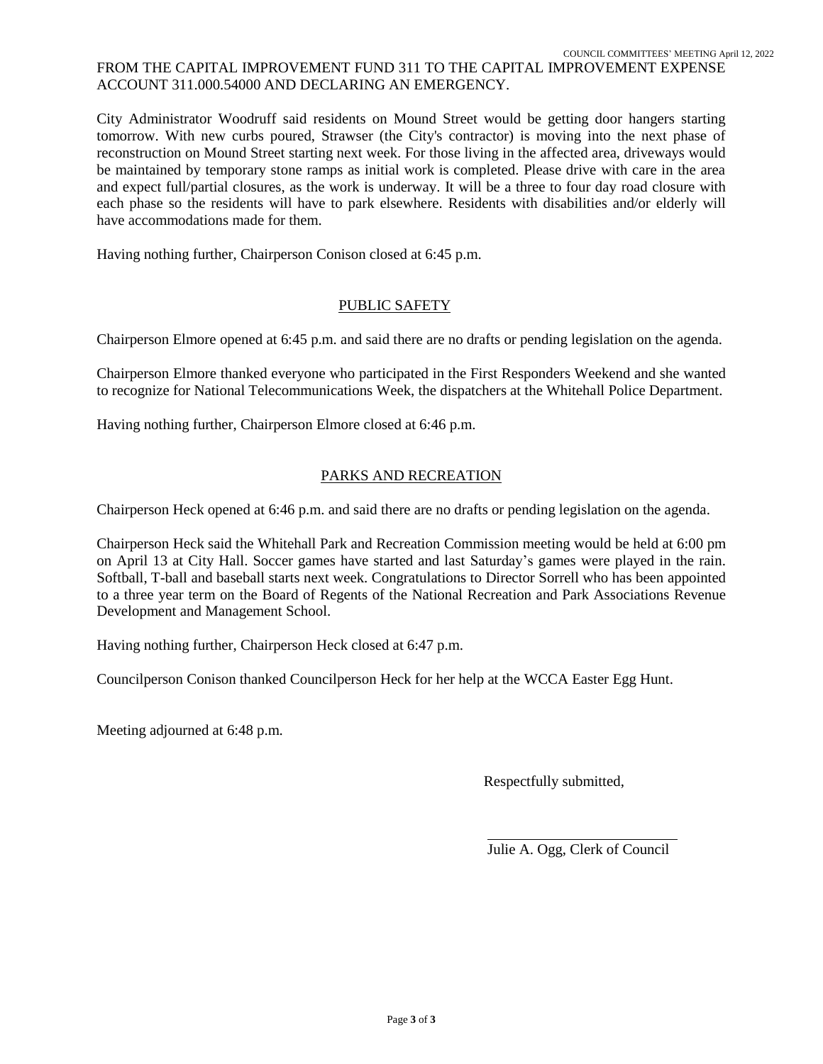FROM THE CAPITAL IMPROVEMENT FUND 311 TO THE CAPITAL IMPROVEMENT EXPENSE ACCOUNT 311.000.54000 AND DECLARING AN EMERGENCY.

City Administrator Woodruff said residents on Mound Street would be getting door hangers starting tomorrow. With new curbs poured, Strawser (the City's contractor) is moving into the next phase of reconstruction on Mound Street starting next week. For those living in the affected area, driveways would be maintained by temporary stone ramps as initial work is completed. Please drive with care in the area and expect full/partial closures, as the work is underway. It will be a three to four day road closure with each phase so the residents will have to park elsewhere. Residents with disabilities and/or elderly will have accommodations made for them.

Having nothing further, Chairperson Conison closed at 6:45 p.m.

## PUBLIC SAFETY

Chairperson Elmore opened at 6:45 p.m. and said there are no drafts or pending legislation on the agenda.

Chairperson Elmore thanked everyone who participated in the First Responders Weekend and she wanted to recognize for National Telecommunications Week, the dispatchers at the Whitehall Police Department.

Having nothing further, Chairperson Elmore closed at 6:46 p.m.

## PARKS AND RECREATION

Chairperson Heck opened at 6:46 p.m. and said there are no drafts or pending legislation on the agenda.

Chairperson Heck said the Whitehall Park and Recreation Commission meeting would be held at 6:00 pm on April 13 at City Hall. Soccer games have started and last Saturday's games were played in the rain. Softball, T-ball and baseball starts next week. Congratulations to Director Sorrell who has been appointed to a three year term on the Board of Regents of the National Recreation and Park Associations Revenue Development and Management School.

Having nothing further, Chairperson Heck closed at 6:47 p.m.

Councilperson Conison thanked Councilperson Heck for her help at the WCCA Easter Egg Hunt.

Meeting adjourned at 6:48 p.m.

Respectfully submitted,

\_\_\_\_\_\_\_\_\_\_\_\_\_\_\_\_\_\_\_\_\_\_\_\_\_\_\_\_

Julie A. Ogg, Clerk of Council